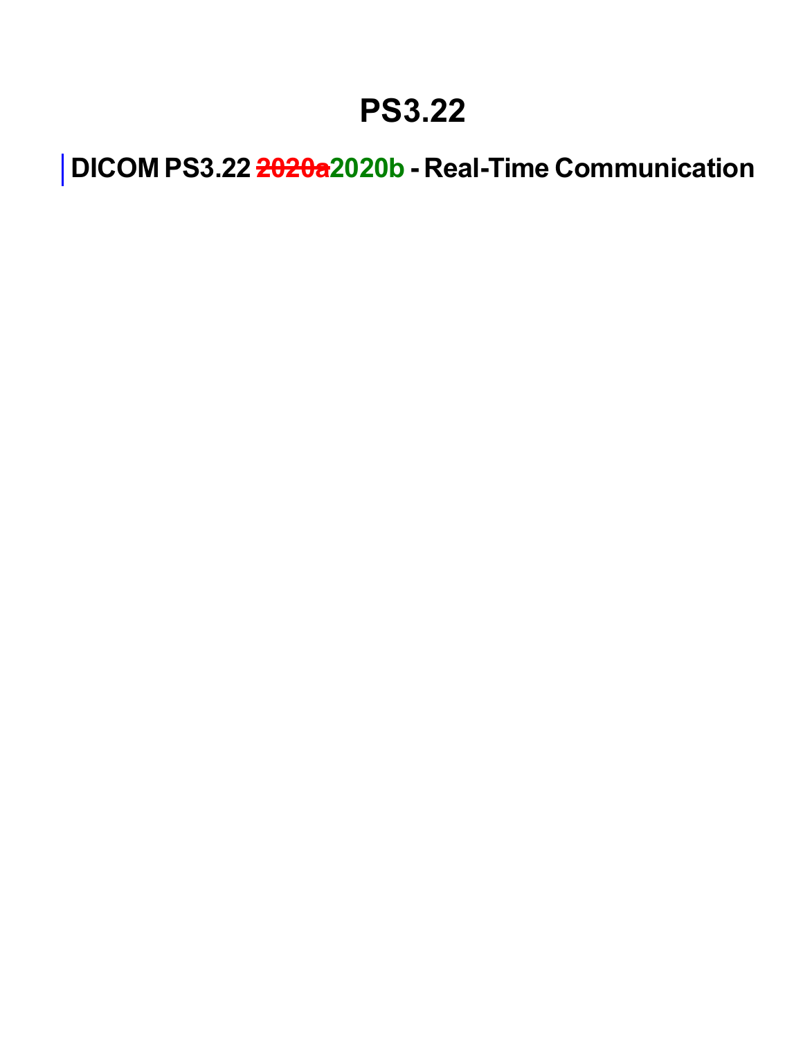# PS3.22

## DICOM PS3.22 ~~2020a~~2020b - Real-Time Communication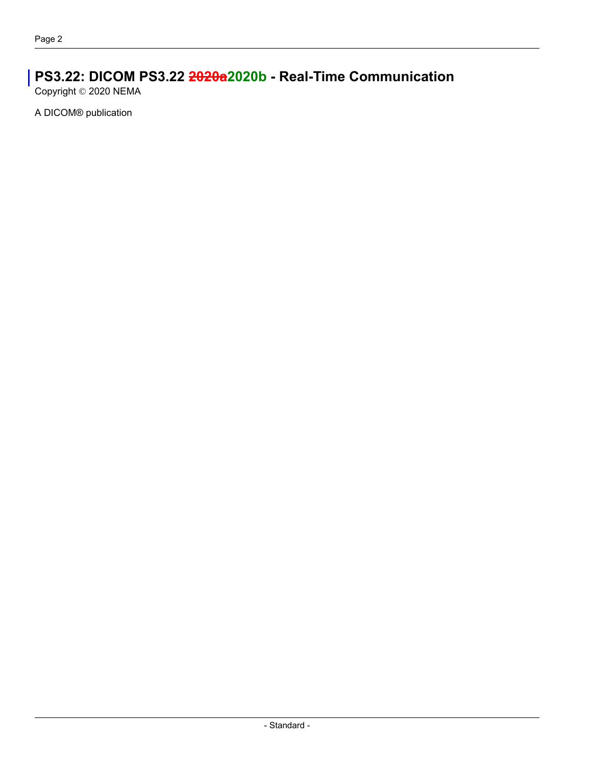# PS3.22: DICOM PS3.22 ~~2020a~~2020b - Real-Time Communication

Copyright © 2020 NEMA

A DICOM® publication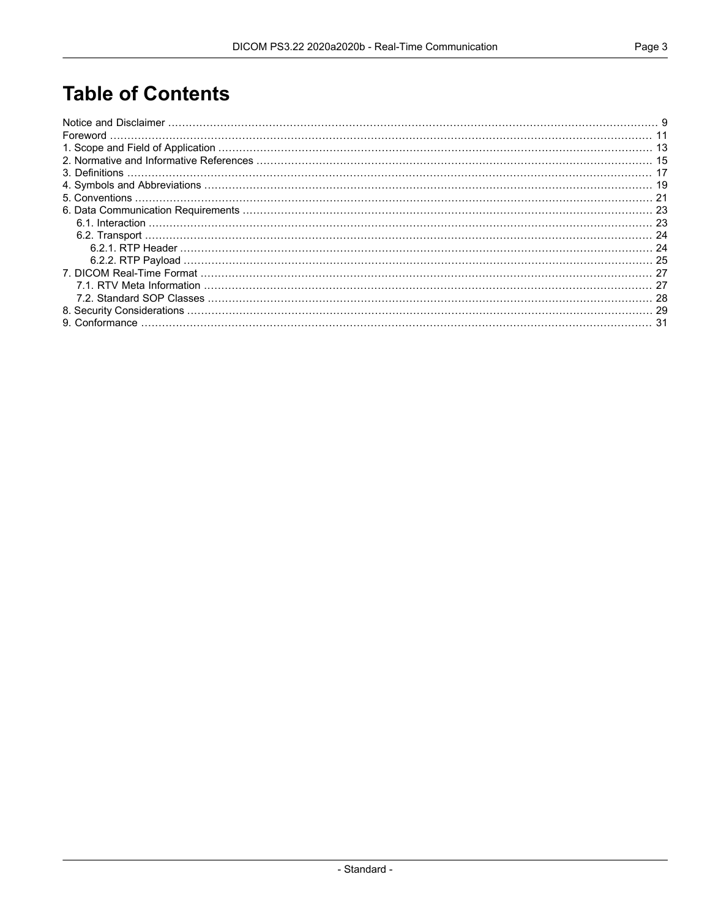# Table of Contents

Notice and Disclaimer ........................................................ 9
Foreword ........................................................ 11
1. Scope and Field of Application ........................................................ 13
2. Normative and Informative References ........................................................ 15
3. Definitions ........................................................ 17
4. Symbols and Abbreviations ........................................................ 19
5. Conventions ........................................................ 21
6. Data Communication Requirements ........................................................ 23
    6.1. Interaction ........................................................ 23
    6.2. Transport ........................................................ 24
        6.2.1. RTP Header ........................................................ 24
        6.2.2. RTP Payload ........................................................ 25
7. DICOM Real-Time Format ........................................................ 27
    7.1. RTV Meta Information ........................................................ 27
    7.2. Standard SOP Classes ........................................................ 28
8. Security Considerations ........................................................ 29
9. Conformance ........................................................ 31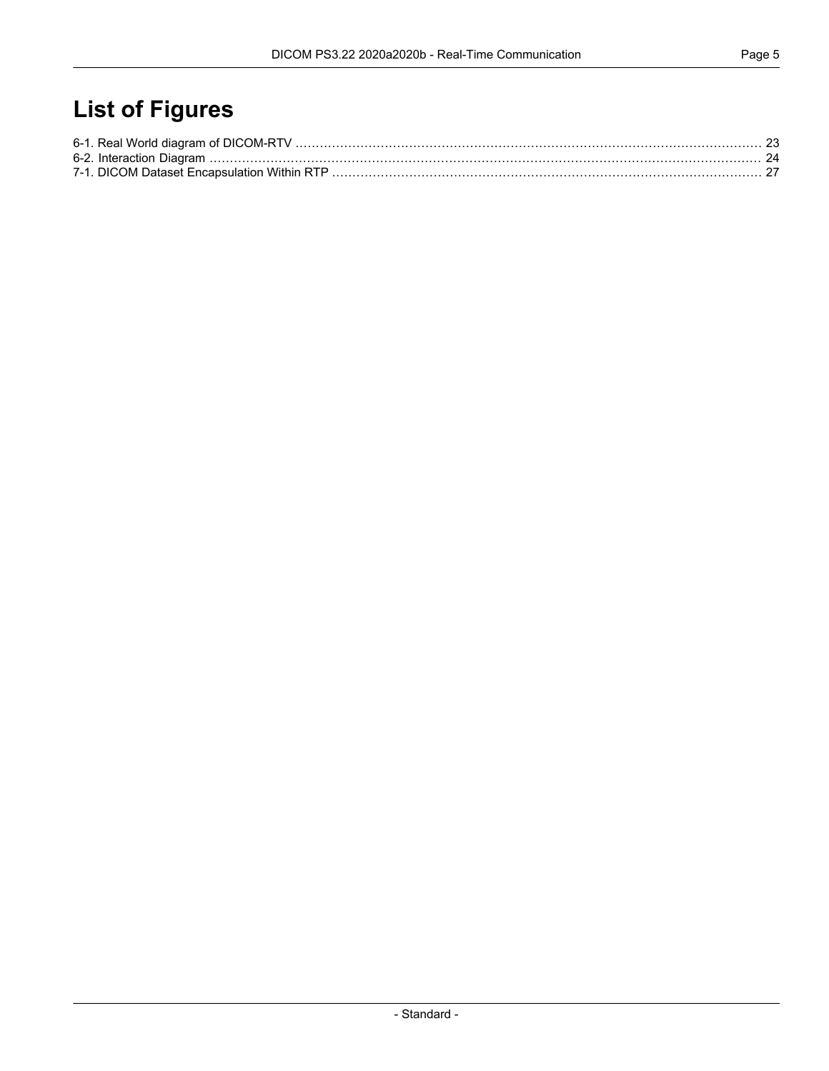# List of Figures

6-1. Real World diagram of DICOM-RTV ........ 23
6-2. Interaction Diagram ........ 24
7-1. DICOM Dataset Encapsulation Within RTP ........ 27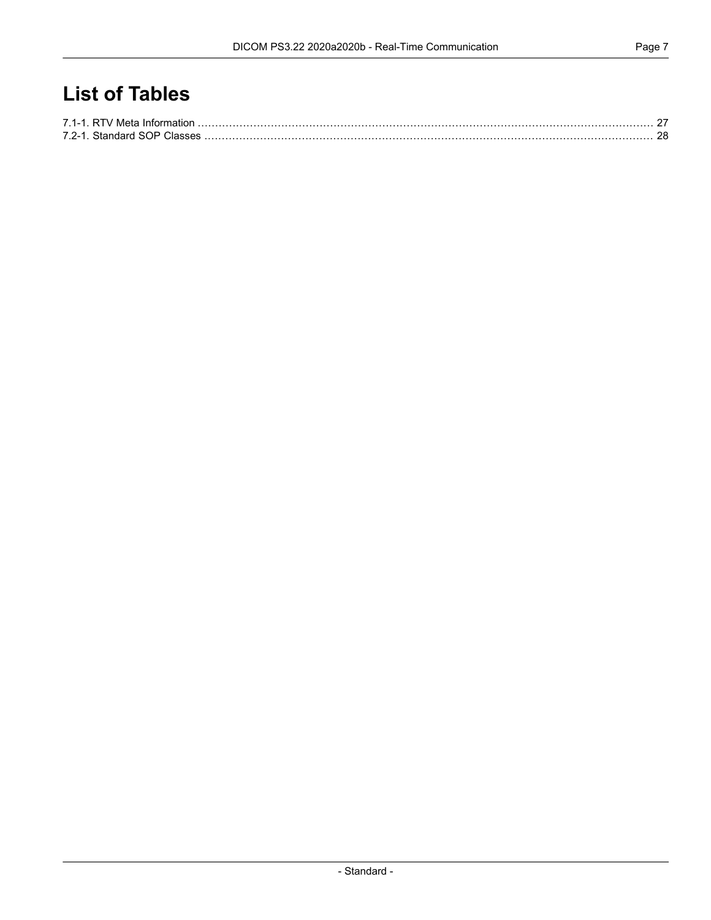# List of Tables

7.1-1. RTV Meta Information ........................................................................................................................ 27
7.2-1. Standard SOP Classes ......................................................................................................................... 28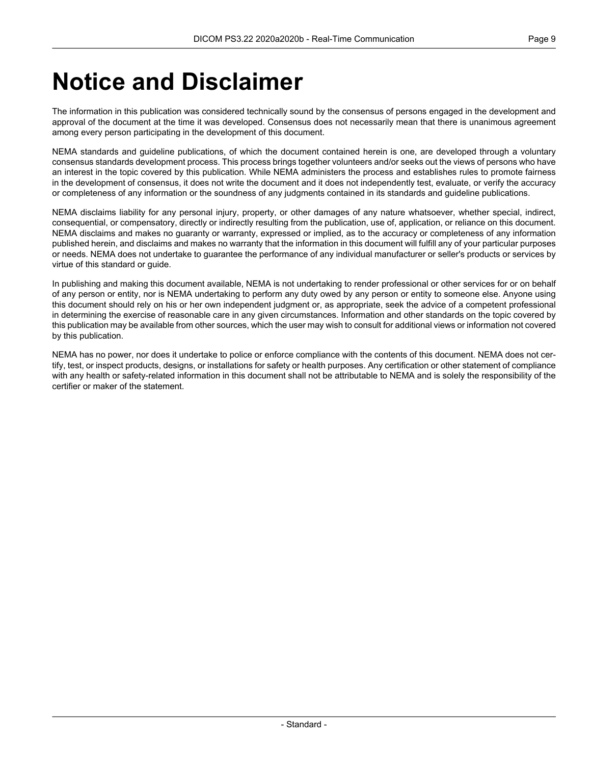# Notice and Disclaimer

The information in this publication was considered technically sound by the consensus of persons engaged in the development and approval of the document at the time it was developed. Consensus does not necessarily mean that there is unanimous agreement among every person participating in the development of this document.

NEMA standards and guideline publications, of which the document contained herein is one, are developed through a voluntary consensus standards development process. This process brings together volunteers and/or seeks out the views of persons who have an interest in the topic covered by this publication. While NEMA administers the process and establishes rules to promote fairness in the development of consensus, it does not write the document and it does not independently test, evaluate, or verify the accuracy or completeness of any information or the soundness of any judgments contained in its standards and guideline publications.

NEMA disclaims liability for any personal injury, property, or other damages of any nature whatsoever, whether special, indirect, consequential, or compensatory, directly or indirectly resulting from the publication, use of, application, or reliance on this document. NEMA disclaims and makes no guaranty or warranty, expressed or implied, as to the accuracy or completeness of any information published herein, and disclaims and makes no warranty that the information in this document will fulfill any of your particular purposes or needs. NEMA does not undertake to guarantee the performance of any individual manufacturer or seller's products or services by virtue of this standard or guide.

In publishing and making this document available, NEMA is not undertaking to render professional or other services for or on behalf of any person or entity, nor is NEMA undertaking to perform any duty owed by any person or entity to someone else. Anyone using this document should rely on his or her own independent judgment or, as appropriate, seek the advice of a competent professional in determining the exercise of reasonable care in any given circumstances. Information and other standards on the topic covered by this publication may be available from other sources, which the user may wish to consult for additional views or information not covered by this publication.

NEMA has no power, nor does it undertake to police or enforce compliance with the contents of this document. NEMA does not certify, test, or inspect products, designs, or installations for safety or health purposes. Any certification or other statement of compliance with any health or safety-related information in this document shall not be attributable to NEMA and is solely the responsibility of the certifier or maker of the statement.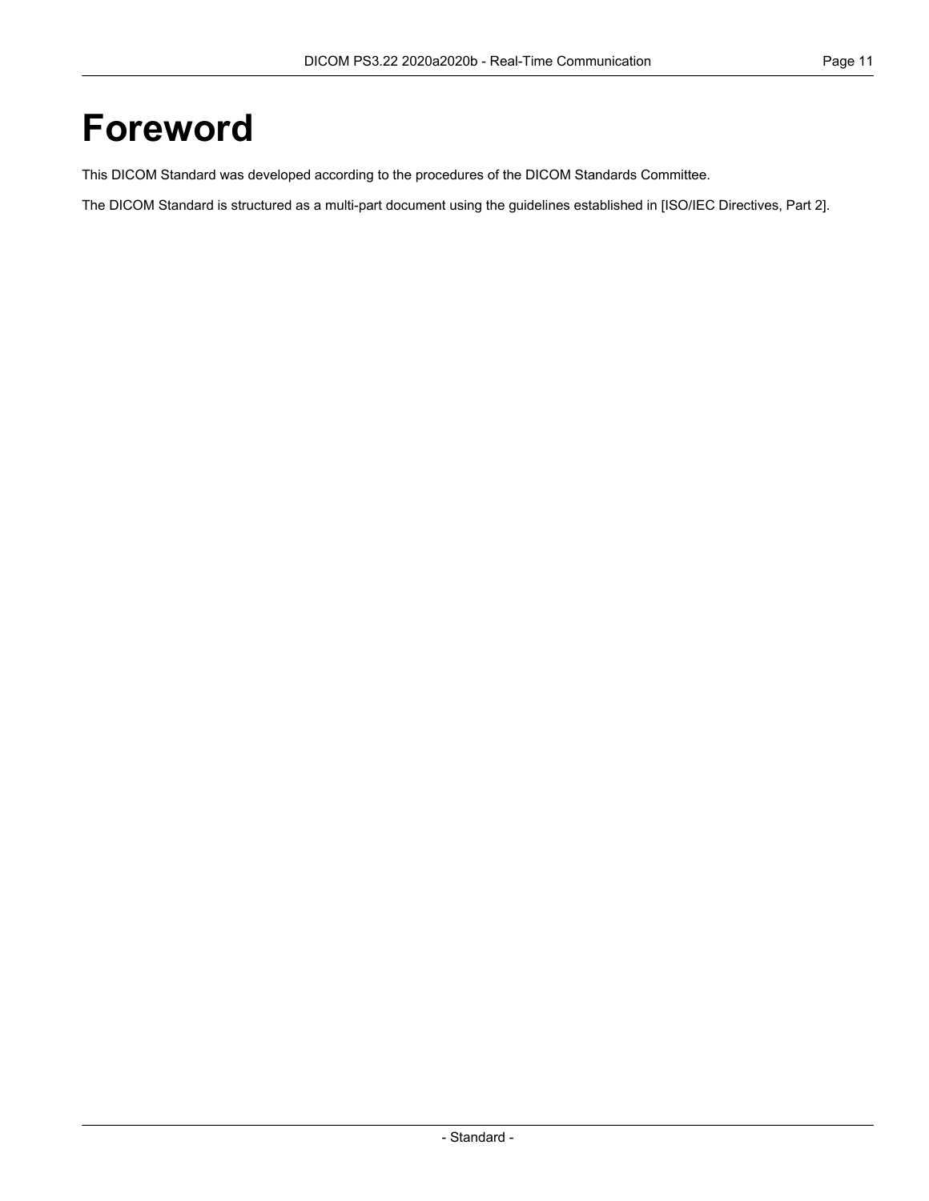# Foreword

This DICOM Standard was developed according to the procedures of the DICOM Standards Committee.

The DICOM Standard is structured as a multi-part document using the guidelines established in [ISO/IEC Directives, Part 2].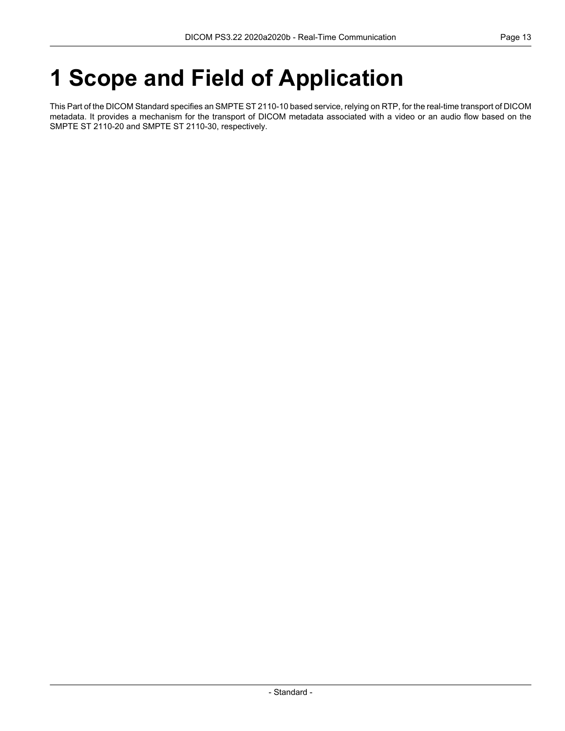# 1 Scope and Field of Application

This Part of the DICOM Standard specifies an SMPTE ST 2110-10 based service, relying on RTP, for the real-time transport of DICOM metadata. It provides a mechanism for the transport of DICOM metadata associated with a video or an audio flow based on the SMPTE ST 2110-20 and SMPTE ST 2110-30, respectively.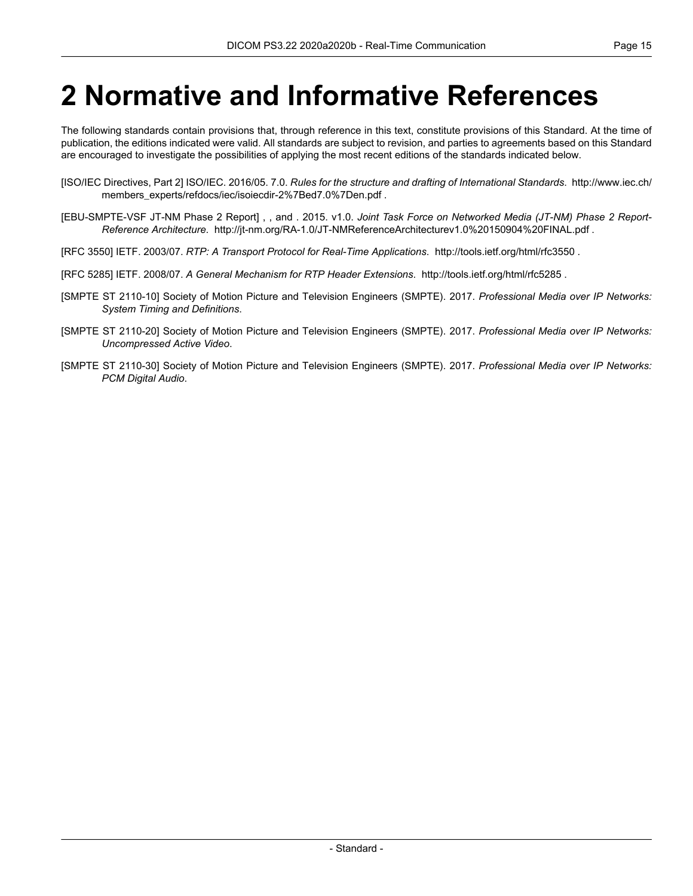# 2 Normative and Informative References

The following standards contain provisions that, through reference in this text, constitute provisions of this Standard. At the time of publication, the editions indicated were valid. All standards are subject to revision, and parties to agreements based on this Standard are encouraged to investigate the possibilities of applying the most recent editions of the standards indicated below.

[ISO/IEC Directives, Part 2] ISO/IEC. 2016/05. 7.0. *Rules for the structure and drafting of International Standards*. http://www.iec.ch/members_experts/refdocs/iec/isoiecdir-2%7Bed7.0%7Den.pdf .

[EBU-SMPTE-VSF JT-NM Phase 2 Report] , , and . 2015. v1.0. *Joint Task Force on Networked Media (JT-NM) Phase 2 Report-Reference Architecture*. http://jt-nm.org/RA-1.0/JT-NMReferenceArchitecturev1.0%20150904%20FINAL.pdf .

[RFC 3550] IETF. 2003/07. *RTP: A Transport Protocol for Real-Time Applications*. http://tools.ietf.org/html/rfc3550 .

[RFC 5285] IETF. 2008/07. *A General Mechanism for RTP Header Extensions*. http://tools.ietf.org/html/rfc5285 .

[SMPTE ST 2110-10] Society of Motion Picture and Television Engineers (SMPTE). 2017. *Professional Media over IP Networks: System Timing and Definitions*.

[SMPTE ST 2110-20] Society of Motion Picture and Television Engineers (SMPTE). 2017. *Professional Media over IP Networks: Uncompressed Active Video*.

[SMPTE ST 2110-30] Society of Motion Picture and Television Engineers (SMPTE). 2017. *Professional Media over IP Networks: PCM Digital Audio*.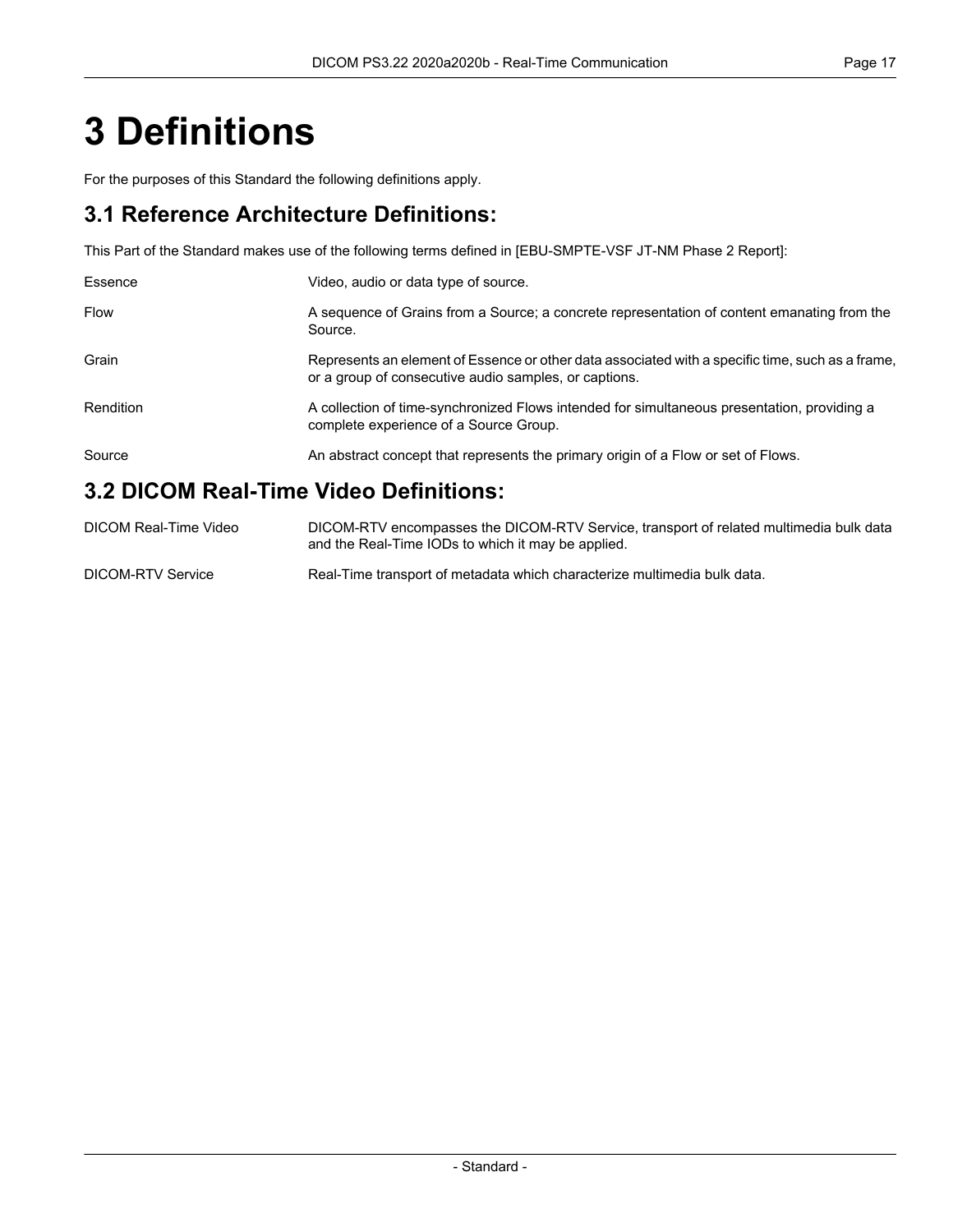# 3 Definitions

For the purposes of this Standard the following definitions apply.

## 3.1 Reference Architecture Definitions:

This Part of the Standard makes use of the following terms defined in [EBU-SMPTE-VSF JT-NM Phase 2 Report]:

| | |
|---|---|
| Essence | Video, audio or data type of source. |
| Flow | A sequence of Grains from a Source; a concrete representation of content emanating from the Source. |
| Grain | Represents an element of Essence or other data associated with a specific time, such as a frame, or a group of consecutive audio samples, or captions. |
| Rendition | A collection of time-synchronized Flows intended for simultaneous presentation, providing a complete experience of a Source Group. |
| Source | An abstract concept that represents the primary origin of a Flow or set of Flows. |

## 3.2 DICOM Real-Time Video Definitions:

| | |
|---|---|
| DICOM Real-Time Video | DICOM-RTV encompasses the DICOM-RTV Service, transport of related multimedia bulk data and the Real-Time IODs to which it may be applied. |
| DICOM-RTV Service | Real-Time transport of metadata which characterize multimedia bulk data. |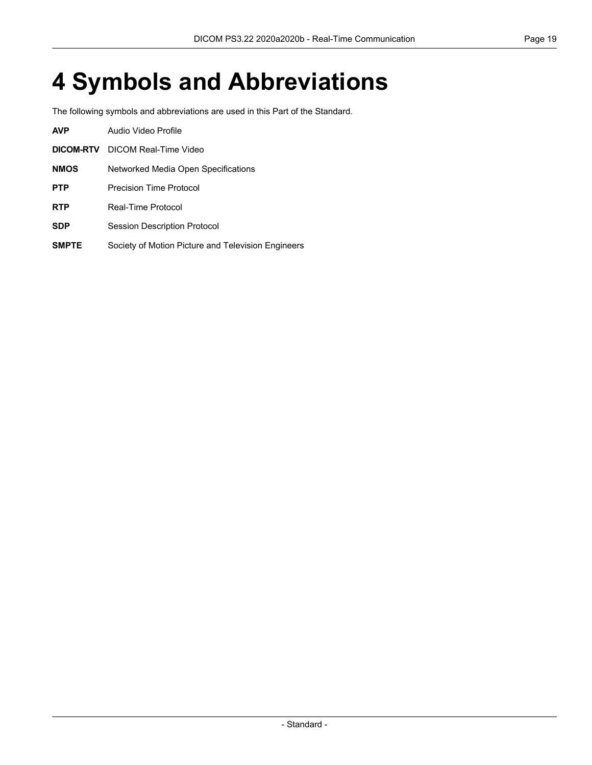# 4 Symbols and Abbreviations

The following symbols and abbreviations are used in this Part of the Standard.

**AVP** Audio Video Profile

**DICOM-RTV** DICOM Real-Time Video

**NMOS** Networked Media Open Specifications

**PTP** Precision Time Protocol

**RTP** Real-Time Protocol

**SDP** Session Description Protocol

**SMPTE** Society of Motion Picture and Television Engineers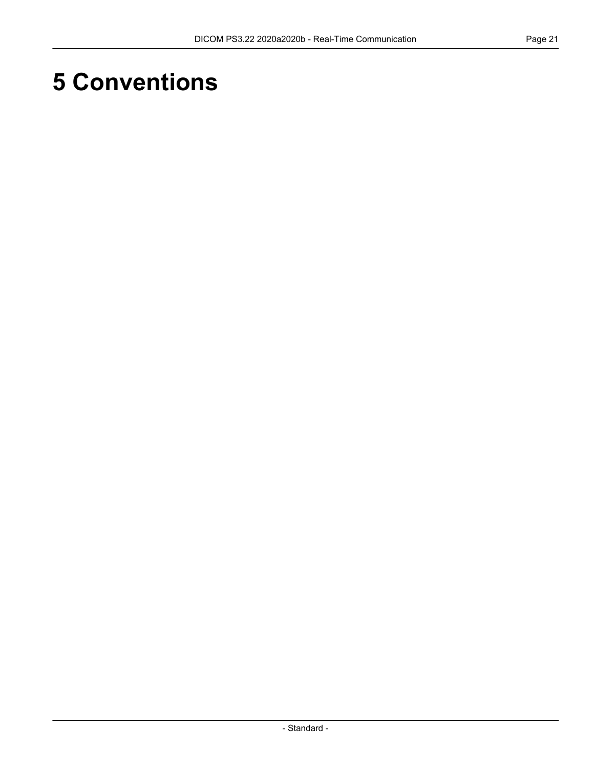# 5 Conventions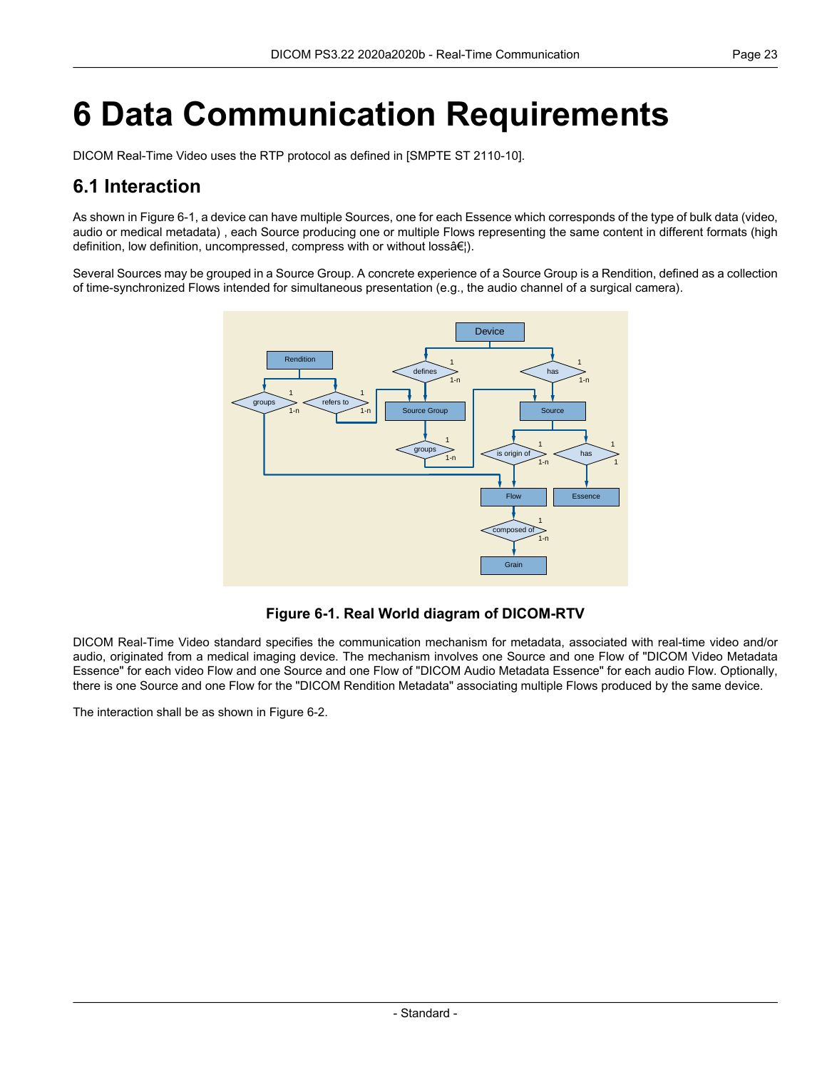# 6 Data Communication Requirements

DICOM Real-Time Video uses the RTP protocol as defined in [SMPTE ST 2110-10].

## 6.1 Interaction

As shown in Figure 6-1, a device can have multiple Sources, one for each Essence which corresponds of the type of bulk data (video, audio or medical metadata) , each Source producing one or multiple Flows representing the same content in different formats (high definition, low definition, uncompressed, compress with or without lossâ€¦).

Several Sources may be grouped in a Source Group. A concrete experience of a Source Group is a Rendition, defined as a collection of time-synchronized Flows intended for simultaneous presentation (e.g., the audio channel of a surgical camera).

**Figure 6-1. Real World diagram of DICOM-RTV**

DICOM Real-Time Video standard specifies the communication mechanism for metadata, associated with real-time video and/or audio, originated from a medical imaging device. The mechanism involves one Source and one Flow of "DICOM Video Metadata Essence" for each video Flow and one Source and one Flow of "DICOM Audio Metadata Essence" for each audio Flow. Optionally, there is one Source and one Flow for the "DICOM Rendition Metadata" associating multiple Flows produced by the same device.

The interaction shall be as shown in Figure 6-2.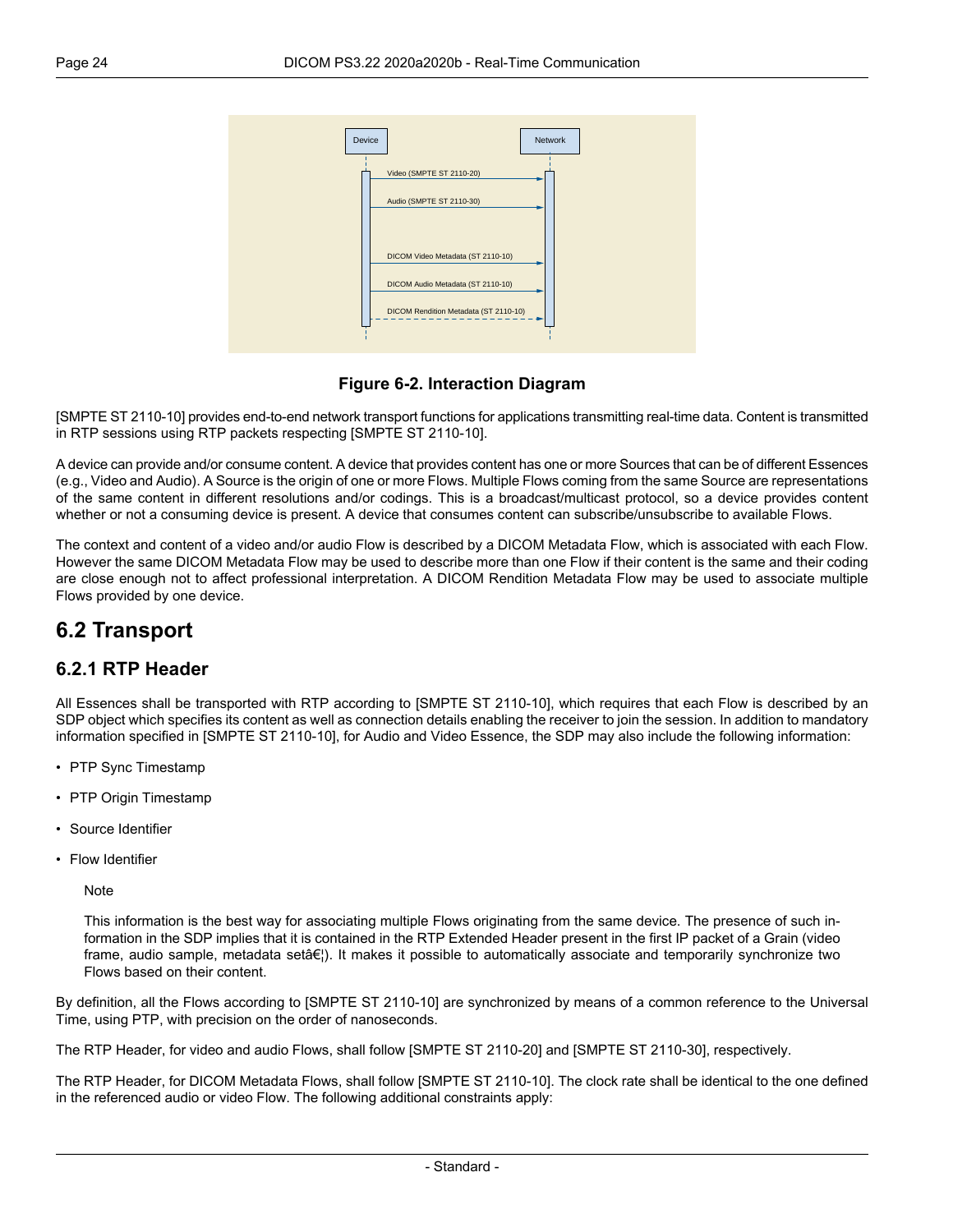Figure 6-2. Interaction Diagram

[SMPTE ST 2110-10] provides end-to-end network transport functions for applications transmitting real-time data. Content is transmitted in RTP sessions using RTP packets respecting [SMPTE ST 2110-10].

A device can provide and/or consume content. A device that provides content has one or more Sources that can be of different Essences (e.g., Video and Audio). A Source is the origin of one or more Flows. Multiple Flows coming from the same Source are representations of the same content in different resolutions and/or codings. This is a broadcast/multicast protocol, so a device provides content whether or not a consuming device is present. A device that consumes content can subscribe/unsubscribe to available Flows.

The context and content of a video and/or audio Flow is described by a DICOM Metadata Flow, which is associated with each Flow. However the same DICOM Metadata Flow may be used to describe more than one Flow if their content is the same and their coding are close enough not to affect professional interpretation. A DICOM Rendition Metadata Flow may be used to associate multiple Flows provided by one device.

# 6.2 Transport

## 6.2.1 RTP Header

All Essences shall be transported with RTP according to [SMPTE ST 2110-10], which requires that each Flow is described by an SDP object which specifies its content as well as connection details enabling the receiver to join the session. In addition to mandatory information specified in [SMPTE ST 2110-10], for Audio and Video Essence, the SDP may also include the following information:

- PTP Sync Timestamp
- PTP Origin Timestamp
- Source Identifier
- Flow Identifier

Note

This information is the best way for associating multiple Flows originating from the same device. The presence of such information in the SDP implies that it is contained in the RTP Extended Header present in the first IP packet of a Grain (video frame, audio sample, metadata setâ€¦). It makes it possible to automatically associate and temporarily synchronize two Flows based on their content.

By definition, all the Flows according to [SMPTE ST 2110-10] are synchronized by means of a common reference to the Universal Time, using PTP, with precision on the order of nanoseconds.

The RTP Header, for video and audio Flows, shall follow [SMPTE ST 2110-20] and [SMPTE ST 2110-30], respectively.

The RTP Header, for DICOM Metadata Flows, shall follow [SMPTE ST 2110-10]. The clock rate shall be identical to the one defined in the referenced audio or video Flow. The following additional constraints apply: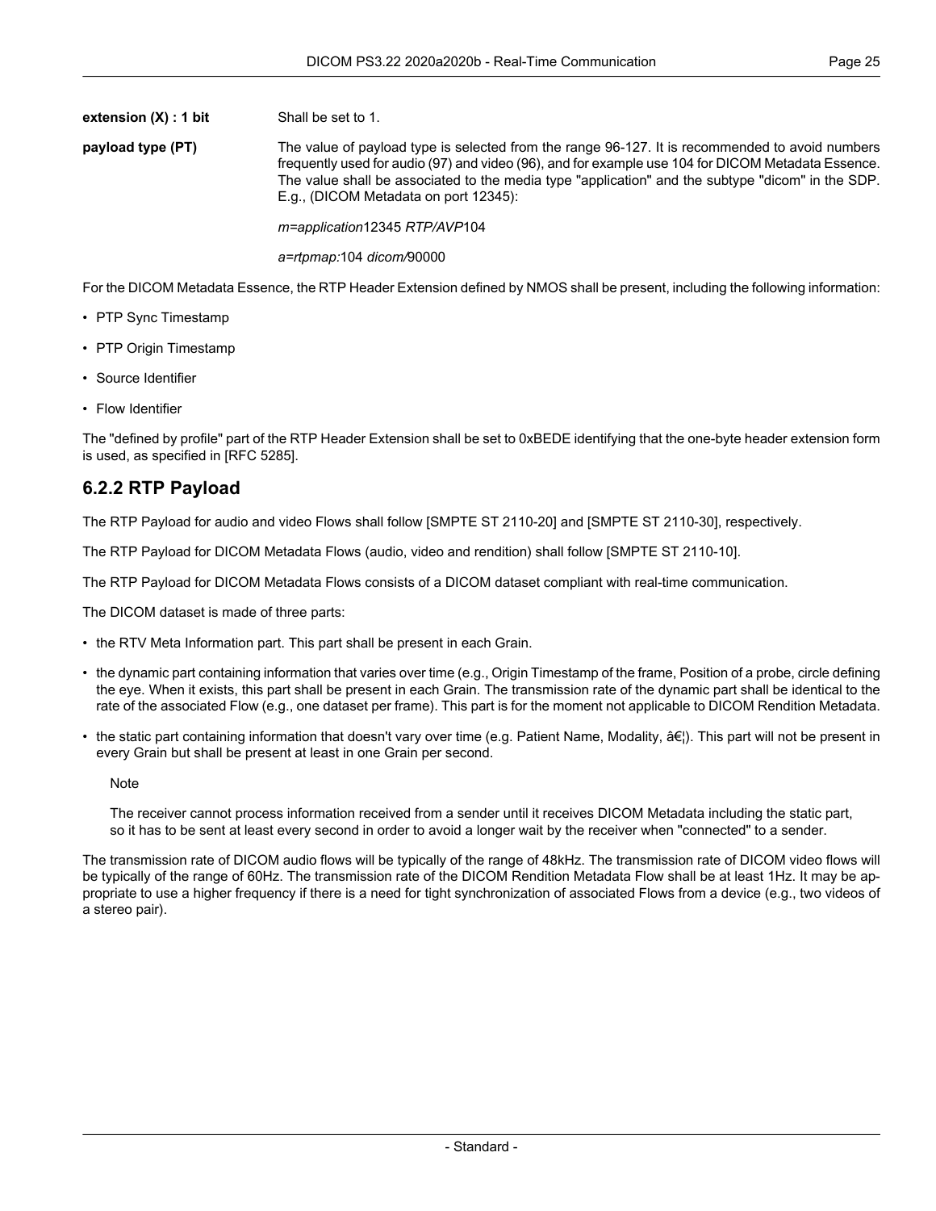**extension (X) : 1 bit** Shall be set to 1.

**payload type (PT)** The value of payload type is selected from the range 96-127. It is recommended to avoid numbers frequently used for audio (97) and video (96), and for example use 104 for DICOM Metadata Essence. The value shall be associated to the media type "application" and the subtype "dicom" in the SDP. E.g., (DICOM Metadata on port 12345):

*m=application*12345 *RTP/AVP*104

*a=rtpmap:*104 *dicom/*90000

For the DICOM Metadata Essence, the RTP Header Extension defined by NMOS shall be present, including the following information:

- PTP Sync Timestamp
- PTP Origin Timestamp
- Source Identifier
- Flow Identifier

The "defined by profile" part of the RTP Header Extension shall be set to 0xBEDE identifying that the one-byte header extension form is used, as specified in [RFC 5285].

## 6.2.2 RTP Payload

The RTP Payload for audio and video Flows shall follow [SMPTE ST 2110-20] and [SMPTE ST 2110-30], respectively.

The RTP Payload for DICOM Metadata Flows (audio, video and rendition) shall follow [SMPTE ST 2110-10].

The RTP Payload for DICOM Metadata Flows consists of a DICOM dataset compliant with real-time communication.

The DICOM dataset is made of three parts:

- the RTV Meta Information part. This part shall be present in each Grain.
- the dynamic part containing information that varies over time (e.g., Origin Timestamp of the frame, Position of a probe, circle defining the eye. When it exists, this part shall be present in each Grain. The transmission rate of the dynamic part shall be identical to the rate of the associated Flow (e.g., one dataset per frame). This part is for the moment not applicable to DICOM Rendition Metadata.
- the static part containing information that doesn't vary over time (e.g. Patient Name, Modality, â€¦). This part will not be present in every Grain but shall be present at least in one Grain per second.

  Note

  The receiver cannot process information received from a sender until it receives DICOM Metadata including the static part, so it has to be sent at least every second in order to avoid a longer wait by the receiver when "connected" to a sender.

The transmission rate of DICOM audio flows will be typically of the range of 48kHz. The transmission rate of DICOM video flows will be typically of the range of 60Hz. The transmission rate of the DICOM Rendition Metadata Flow shall be at least 1Hz. It may be appropriate to use a higher frequency if there is a need for tight synchronization of associated Flows from a device (e.g., two videos of a stereo pair).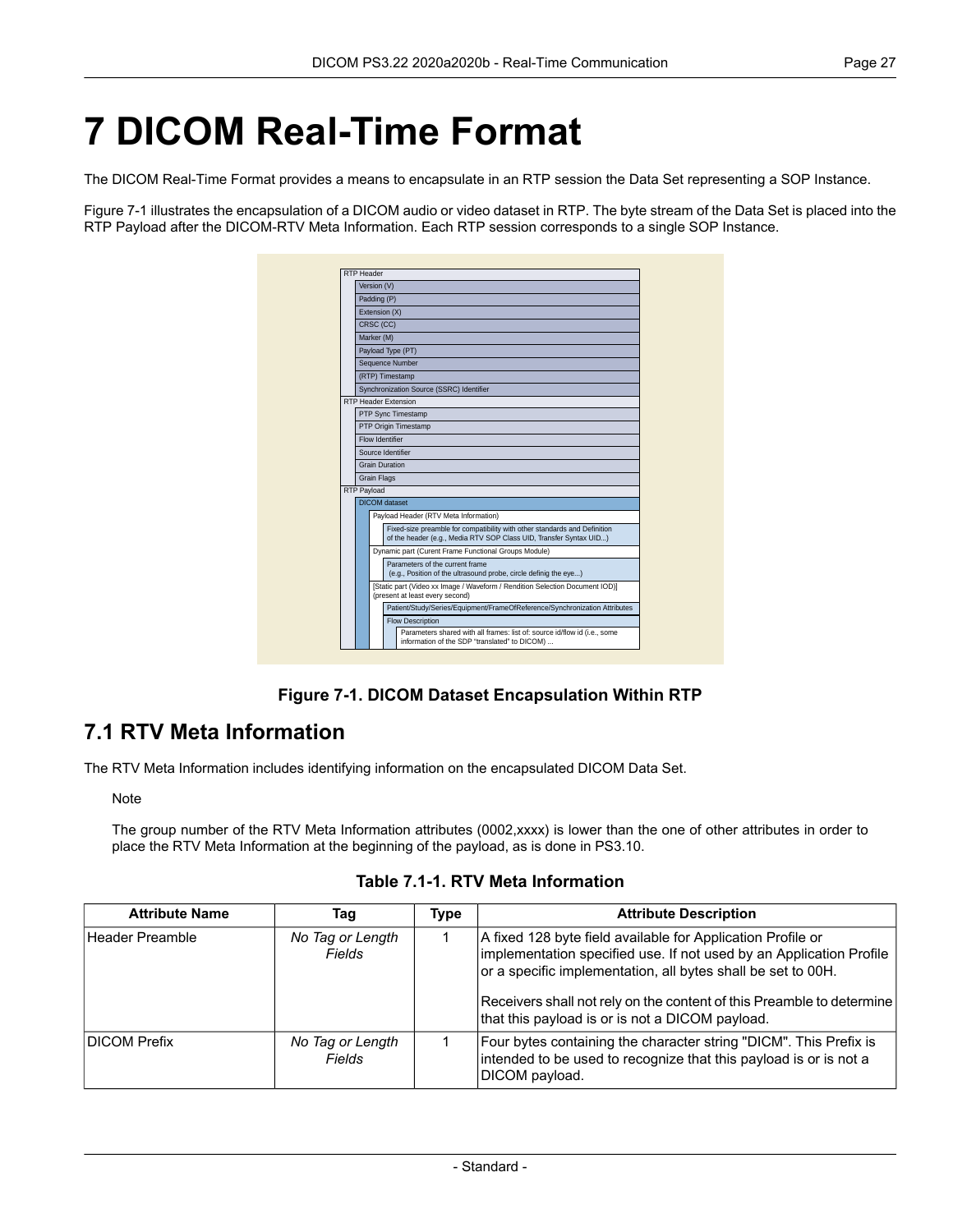# 7 DICOM Real-Time Format

The DICOM Real-Time Format provides a means to encapsulate in an RTP session the Data Set representing a SOP Instance.

Figure 7-1 illustrates the encapsulation of a DICOM audio or video dataset in RTP. The byte stream of the Data Set is placed into the RTP Payload after the DICOM-RTV Meta Information. Each RTP session corresponds to a single SOP Instance.

- RTP Header
  - Version (V)
  - Padding (P)
  - Extension (X)
  - CRSC (CC)
  - Marker (M)
  - Payload Type (PT)
  - Sequence Number
  - (RTP) Timestamp
  - Synchronization Source (SSRC) Identifier
- RTP Header Extension
  - PTP Sync Timestamp
  - PTP Origin Timestamp
  - Flow Identifier
  - Source Identifier
  - Grain Duration
  - Grain Flags
- RTP Payload
  - DICOM dataset
    - Payload Header (RTV Meta Information)
      - Fixed-size preamble for compatibility with other standards and Definition of the header (e.g., Media RTV SOP Class UID, Transfer Syntax UID...)
    - Dynamic part (Curent Frame Functional Groups Module)
      - Parameters of the current frame (e.g., Position of the ultrasound probe, circle definig the eye...)
    - [Static part (Video xx Image / Waveform / Rendition Selection Document IOD)] (present at least every second)
      - Patient/Study/Series/Equipment/FrameOfReference/Synchronization Attributes
      - Flow Description
        - Parameters shared with all frames: list of: source id/flow id (i.e., some information of the SDP "translated" to DICOM) ...

**Figure 7-1. DICOM Dataset Encapsulation Within RTP**

## 7.1 RTV Meta Information

The RTV Meta Information includes identifying information on the encapsulated DICOM Data Set.

Note

The group number of the RTV Meta Information attributes (0002,xxxx) is lower than the one of other attributes in order to place the RTV Meta Information at the beginning of the payload, as is done in PS3.10.

**Table 7.1-1. RTV Meta Information**

| Attribute Name | Tag | Type | Attribute Description |
|---|---|---|---|
| Header Preamble | *No Tag or Length Fields* | 1 | A fixed 128 byte field available for Application Profile or implementation specified use. If not used by an Application Profile or a specific implementation, all bytes shall be set to 00H.<br><br>Receivers shall not rely on the content of this Preamble to determine that this payload is or is not a DICOM payload. |
| DICOM Prefix | *No Tag or Length Fields* | 1 | Four bytes containing the character string "DICM". This Prefix is intended to be used to recognize that this payload is or is not a DICOM payload. |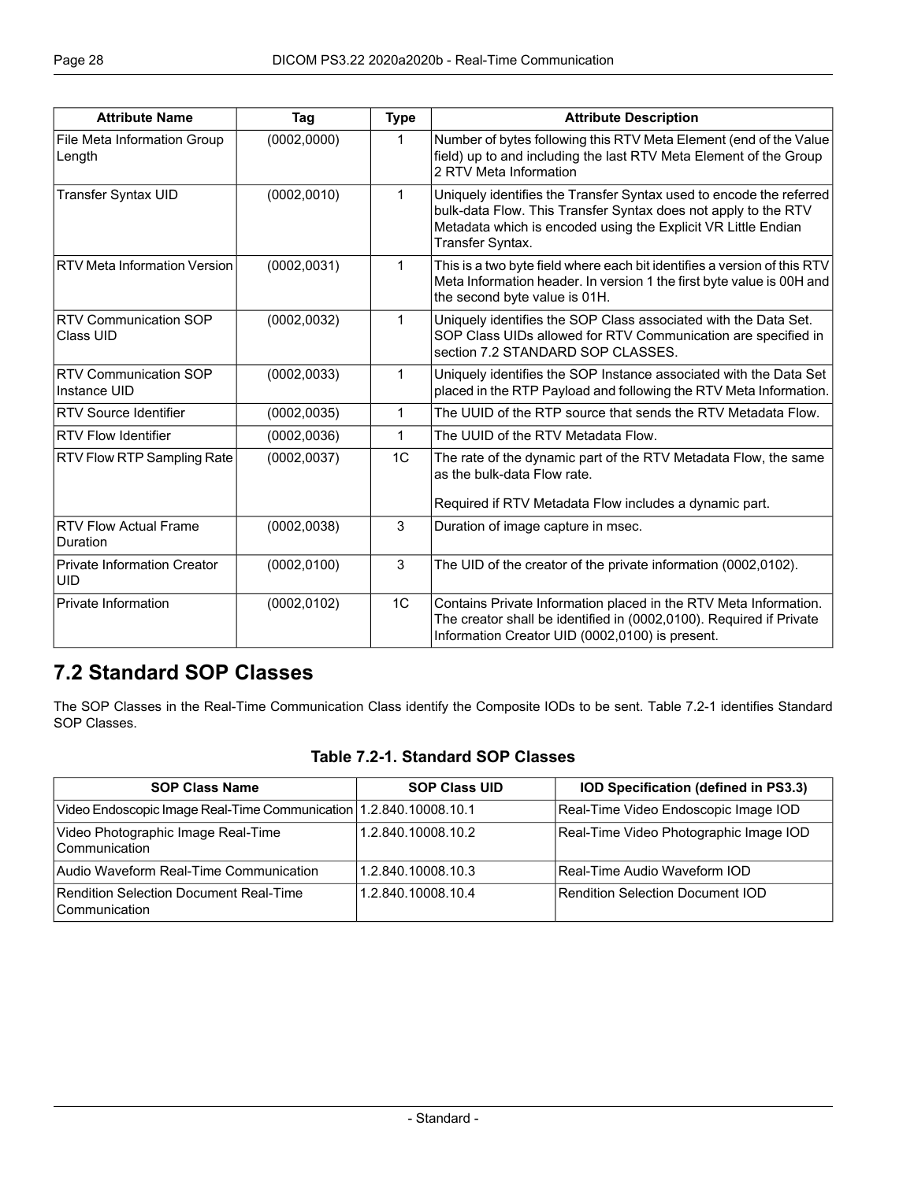| Attribute Name | Tag | Type | Attribute Description |
|---|---|---|---|
| File Meta Information Group Length | (0002,0000) | 1 | Number of bytes following this RTV Meta Element (end of the Value field) up to and including the last RTV Meta Element of the Group 2 RTV Meta Information |
| Transfer Syntax UID | (0002,0010) | 1 | Uniquely identifies the Transfer Syntax used to encode the referred bulk-data Flow. This Transfer Syntax does not apply to the RTV Metadata which is encoded using the Explicit VR Little Endian Transfer Syntax. |
| RTV Meta Information Version | (0002,0031) | 1 | This is a two byte field where each bit identifies a version of this RTV Meta Information header. In version 1 the first byte value is 00H and the second byte value is 01H. |
| RTV Communication SOP Class UID | (0002,0032) | 1 | Uniquely identifies the SOP Class associated with the Data Set. SOP Class UIDs allowed for RTV Communication are specified in section 7.2 STANDARD SOP CLASSES. |
| RTV Communication SOP Instance UID | (0002,0033) | 1 | Uniquely identifies the SOP Instance associated with the Data Set placed in the RTP Payload and following the RTV Meta Information. |
| RTV Source Identifier | (0002,0035) | 1 | The UUID of the RTP source that sends the RTV Metadata Flow. |
| RTV Flow Identifier | (0002,0036) | 1 | The UUID of the RTV Metadata Flow. |
| RTV Flow RTP Sampling Rate | (0002,0037) | 1C | The rate of the dynamic part of the RTV Metadata Flow, the same as the bulk-data Flow rate.<br><br>Required if RTV Metadata Flow includes a dynamic part. |
| RTV Flow Actual Frame Duration | (0002,0038) | 3 | Duration of image capture in msec. |
| Private Information Creator UID | (0002,0100) | 3 | The UID of the creator of the private information (0002,0102). |
| Private Information | (0002,0102) | 1C | Contains Private Information placed in the RTV Meta Information. The creator shall be identified in (0002,0100). Required if Private Information Creator UID (0002,0100) is present. |

## 7.2 Standard SOP Classes

The SOP Classes in the Real-Time Communication Class identify the Composite IODs to be sent. Table 7.2-1 identifies Standard SOP Classes.

**Table 7.2-1. Standard SOP Classes**

| SOP Class Name | SOP Class UID | IOD Specification (defined in PS3.3) |
|---|---|---|
| Video Endoscopic Image Real-Time Communication | 1.2.840.10008.10.1 | Real-Time Video Endoscopic Image IOD |
| Video Photographic Image Real-Time Communication | 1.2.840.10008.10.2 | Real-Time Video Photographic Image IOD |
| Audio Waveform Real-Time Communication | 1.2.840.10008.10.3 | Real-Time Audio Waveform IOD |
| Rendition Selection Document Real-Time Communication | 1.2.840.10008.10.4 | Rendition Selection Document IOD |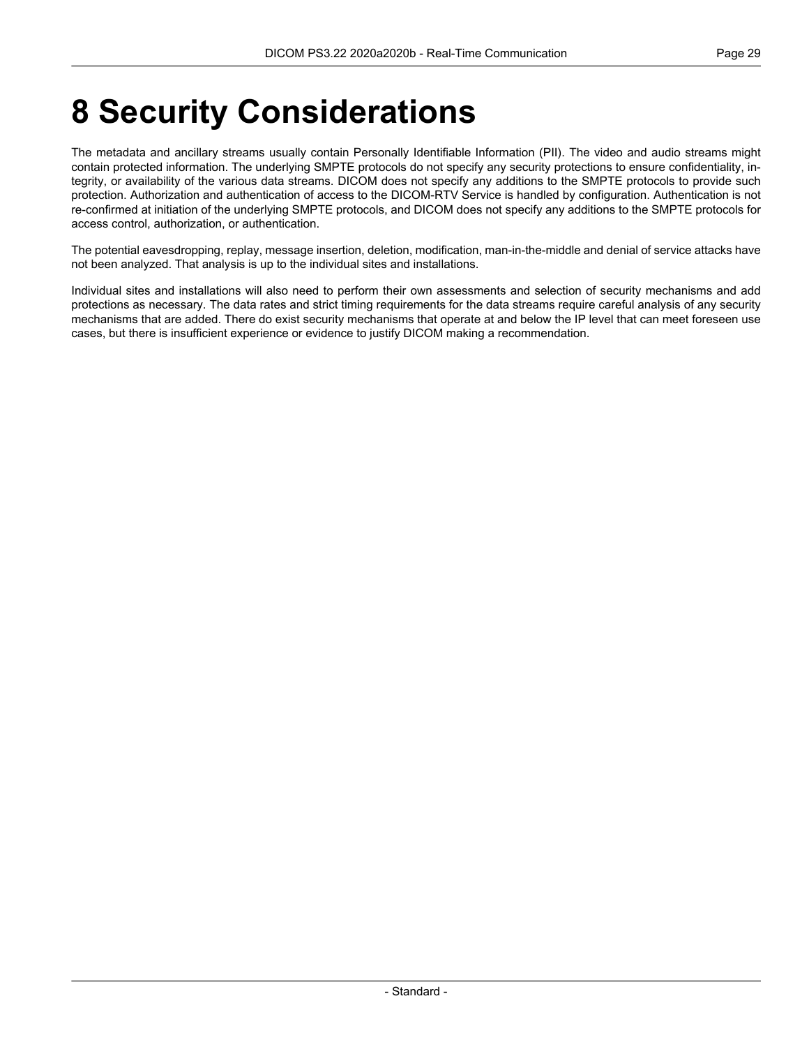# 8 Security Considerations

The metadata and ancillary streams usually contain Personally Identifiable Information (PII). The video and audio streams might contain protected information. The underlying SMPTE protocols do not specify any security protections to ensure confidentiality, integrity, or availability of the various data streams. DICOM does not specify any additions to the SMPTE protocols to provide such protection. Authorization and authentication of access to the DICOM-RTV Service is handled by configuration. Authentication is not re-confirmed at initiation of the underlying SMPTE protocols, and DICOM does not specify any additions to the SMPTE protocols for access control, authorization, or authentication.

The potential eavesdropping, replay, message insertion, deletion, modification, man-in-the-middle and denial of service attacks have not been analyzed. That analysis is up to the individual sites and installations.

Individual sites and installations will also need to perform their own assessments and selection of security mechanisms and add protections as necessary. The data rates and strict timing requirements for the data streams require careful analysis of any security mechanisms that are added. There do exist security mechanisms that operate at and below the IP level that can meet foreseen use cases, but there is insufficient experience or evidence to justify DICOM making a recommendation.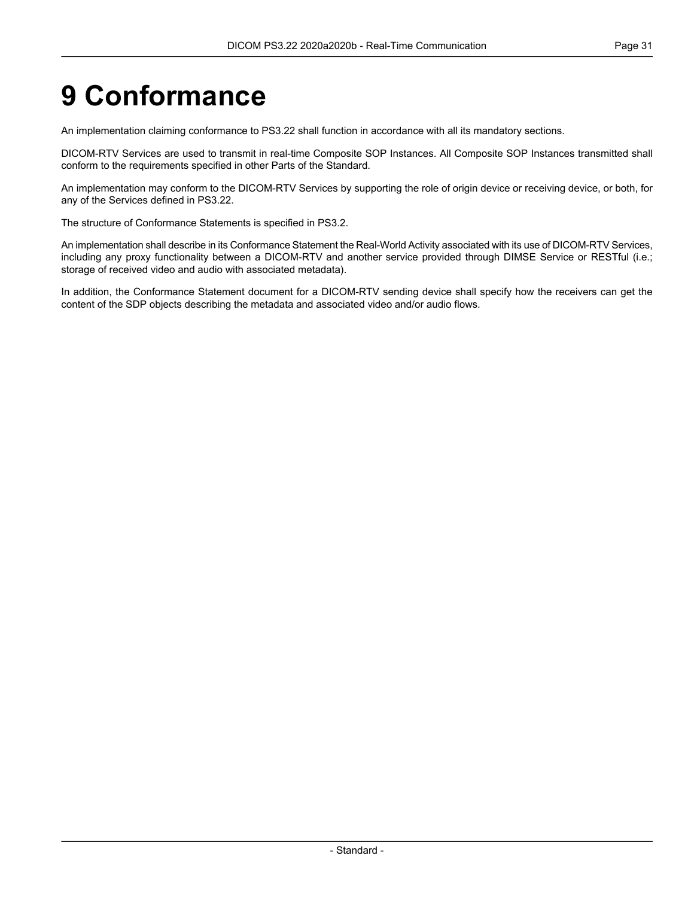# 9 Conformance

An implementation claiming conformance to PS3.22 shall function in accordance with all its mandatory sections.

DICOM-RTV Services are used to transmit in real-time Composite SOP Instances. All Composite SOP Instances transmitted shall conform to the requirements specified in other Parts of the Standard.

An implementation may conform to the DICOM-RTV Services by supporting the role of origin device or receiving device, or both, for any of the Services defined in PS3.22.

The structure of Conformance Statements is specified in PS3.2.

An implementation shall describe in its Conformance Statement the Real-World Activity associated with its use of DICOM-RTV Services, including any proxy functionality between a DICOM-RTV and another service provided through DIMSE Service or RESTful (i.e.; storage of received video and audio with associated metadata).

In addition, the Conformance Statement document for a DICOM-RTV sending device shall specify how the receivers can get the content of the SDP objects describing the metadata and associated video and/or audio flows.